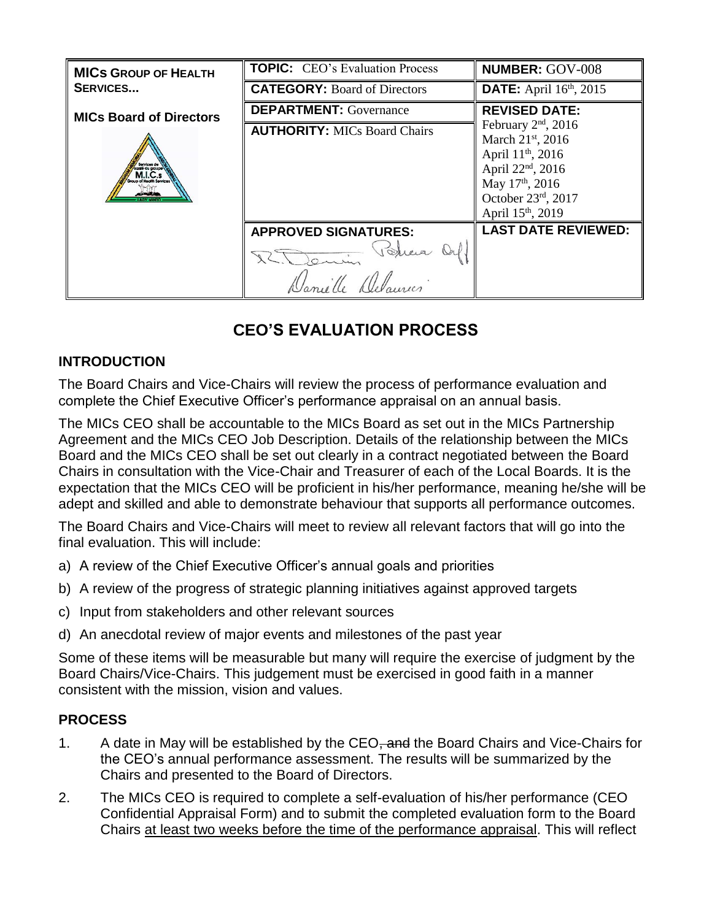| MICs GROUP OF HEALTH SERVICES... | TOPIC: CEO's Evaluation Process | NUMBER: GOV-008 |
| --- | --- | --- |
| | CATEGORY: Board of Directors | DATE: April 16th, 2015 |
| MICs Board of Directors | DEPARTMENT: Governance | REVISED DATE: February 2nd, 2016 March 21st, 2016 April 11th, 2016 April 22nd, 2016 May 17th, 2016 October 23rd, 2017 April 15th, 2019 |
| | AUTHORITY: MICs Board Chairs | |
| | APPROVED SIGNATURES: | LAST DATE REVIEWED: |

# CEO'S EVALUATION PROCESS

## INTRODUCTION

The Board Chairs and Vice-Chairs will review the process of performance evaluation and complete the Chief Executive Officer's performance appraisal on an annual basis.

The MICs CEO shall be accountable to the MICs Board as set out in the MICs Partnership Agreement and the MICs CEO Job Description. Details of the relationship between the MICs Board and the MICs CEO shall be set out clearly in a contract negotiated between the Board Chairs in consultation with the Vice-Chair and Treasurer of each of the Local Boards. It is the expectation that the MICs CEO will be proficient in his/her performance, meaning he/she will be adept and skilled and able to demonstrate behaviour that supports all performance outcomes.

The Board Chairs and Vice-Chairs will meet to review all relevant factors that will go into the final evaluation. This will include:

a) A review of the Chief Executive Officer's annual goals and priorities
b) A review of the progress of strategic planning initiatives against approved targets
c) Input from stakeholders and other relevant sources
d) An anecdotal review of major events and milestones of the past year

Some of these items will be measurable but many will require the exercise of judgment by the Board Chairs/Vice-Chairs. This judgement must be exercised in good faith in a manner consistent with the mission, vision and values.

## PROCESS

1. A date in May will be established by the CEO~~, and~~ the Board Chairs and Vice-Chairs for the CEO's annual performance assessment. The results will be summarized by the Chairs and presented to the Board of Directors.
2. The MICs CEO is required to complete a self-evaluation of his/her performance (CEO Confidential Appraisal Form) and to submit the completed evaluation form to the Board Chairs <u>at least two weeks before the time of the performance appraisal</u>. This will reflect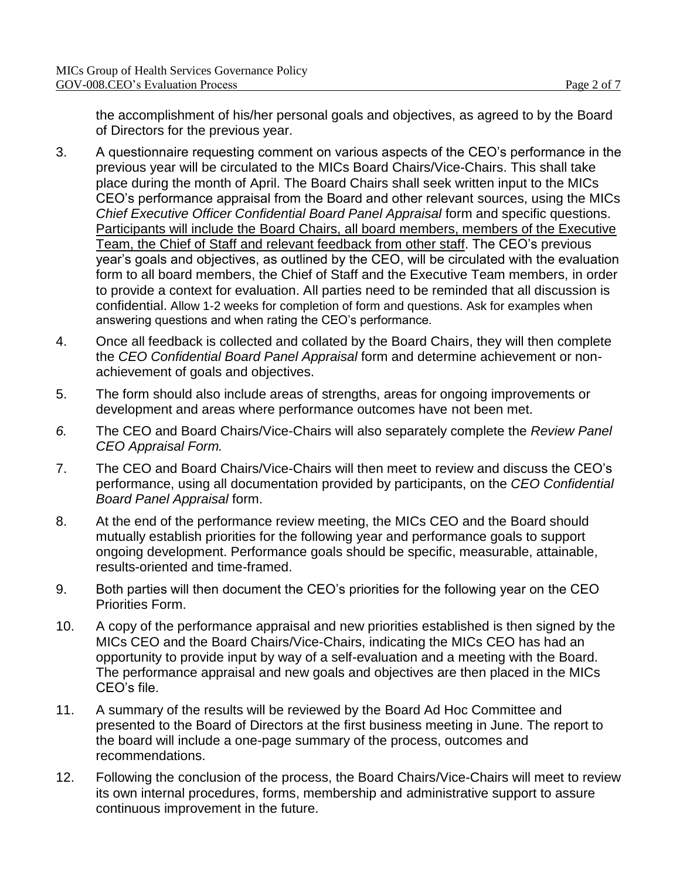the accomplishment of his/her personal goals and objectives, as agreed to by the Board of Directors for the previous year.

3. A questionnaire requesting comment on various aspects of the CEO's performance in the previous year will be circulated to the MICs Board Chairs/Vice-Chairs. This shall take place during the month of April. The Board Chairs shall seek written input to the MICs CEO's performance appraisal from the Board and other relevant sources, using the MICs *Chief Executive Officer Confidential Board Panel Appraisal* form and specific questions. <u>Participants will include the Board Chairs, all board members, members of the Executive Team, the Chief of Staff and relevant feedback from other staff</u>. The CEO's previous year's goals and objectives, as outlined by the CEO, will be circulated with the evaluation form to all board members, the Chief of Staff and the Executive Team members, in order to provide a context for evaluation. All parties need to be reminded that all discussion is confidential. Allow 1-2 weeks for completion of form and questions. Ask for examples when answering questions and when rating the CEO's performance.
4. Once all feedback is collected and collated by the Board Chairs, they will then complete the *CEO Confidential Board Panel Appraisal* form and determine achievement or non-achievement of goals and objectives.
5. The form should also include areas of strengths, areas for ongoing improvements or development and areas where performance outcomes have not been met.
6. The CEO and Board Chairs/Vice-Chairs will also separately complete the *Review Panel CEO Appraisal Form.*
7. The CEO and Board Chairs/Vice-Chairs will then meet to review and discuss the CEO's performance, using all documentation provided by participants, on the *CEO Confidential Board Panel Appraisal* form.
8. At the end of the performance review meeting, the MICs CEO and the Board should mutually establish priorities for the following year and performance goals to support ongoing development. Performance goals should be specific, measurable, attainable, results-oriented and time-framed.
9. Both parties will then document the CEO's priorities for the following year on the CEO Priorities Form.
10. A copy of the performance appraisal and new priorities established is then signed by the MICs CEO and the Board Chairs/Vice-Chairs, indicating the MICs CEO has had an opportunity to provide input by way of a self-evaluation and a meeting with the Board. The performance appraisal and new goals and objectives are then placed in the MICs CEO's file.
11. A summary of the results will be reviewed by the Board Ad Hoc Committee and presented to the Board of Directors at the first business meeting in June. The report to the board will include a one-page summary of the process, outcomes and recommendations.
12. Following the conclusion of the process, the Board Chairs/Vice-Chairs will meet to review its own internal procedures, forms, membership and administrative support to assure continuous improvement in the future.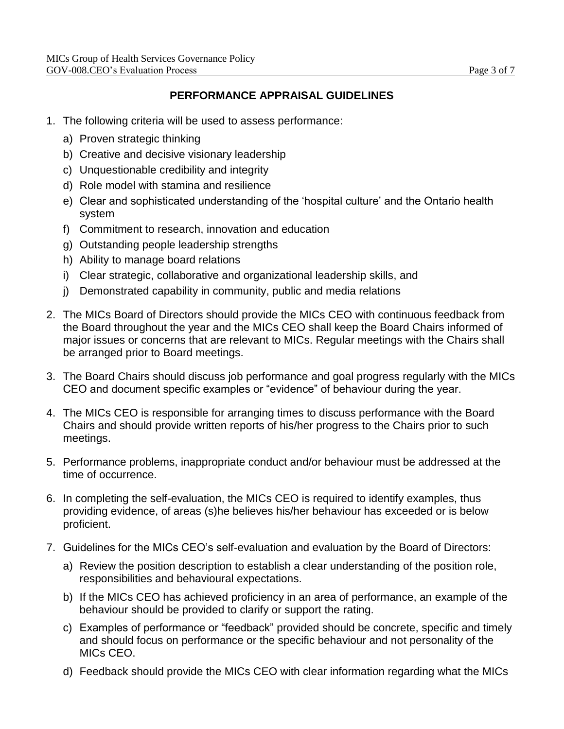## PERFORMANCE APPRAISAL GUIDELINES

1. The following criteria will be used to assess performance:
   a) Proven strategic thinking
   b) Creative and decisive visionary leadership
   c) Unquestionable credibility and integrity
   d) Role model with stamina and resilience
   e) Clear and sophisticated understanding of the 'hospital culture' and the Ontario health system
   f) Commitment to research, innovation and education
   g) Outstanding people leadership strengths
   h) Ability to manage board relations
   i) Clear strategic, collaborative and organizational leadership skills, and
   j) Demonstrated capability in community, public and media relations
2. The MICs Board of Directors should provide the MICs CEO with continuous feedback from the Board throughout the year and the MICs CEO shall keep the Board Chairs informed of major issues or concerns that are relevant to MICs. Regular meetings with the Chairs shall be arranged prior to Board meetings.
3. The Board Chairs should discuss job performance and goal progress regularly with the MICs CEO and document specific examples or "evidence" of behaviour during the year.
4. The MICs CEO is responsible for arranging times to discuss performance with the Board Chairs and should provide written reports of his/her progress to the Chairs prior to such meetings.
5. Performance problems, inappropriate conduct and/or behaviour must be addressed at the time of occurrence.
6. In completing the self-evaluation, the MICs CEO is required to identify examples, thus providing evidence, of areas (s)he believes his/her behaviour has exceeded or is below proficient.
7. Guidelines for the MICs CEO's self-evaluation and evaluation by the Board of Directors:
   a) Review the position description to establish a clear understanding of the position role, responsibilities and behavioural expectations.
   b) If the MICs CEO has achieved proficiency in an area of performance, an example of the behaviour should be provided to clarify or support the rating.
   c) Examples of performance or "feedback" provided should be concrete, specific and timely and should focus on performance or the specific behaviour and not personality of the MICs CEO.
   d) Feedback should provide the MICs CEO with clear information regarding what the MICs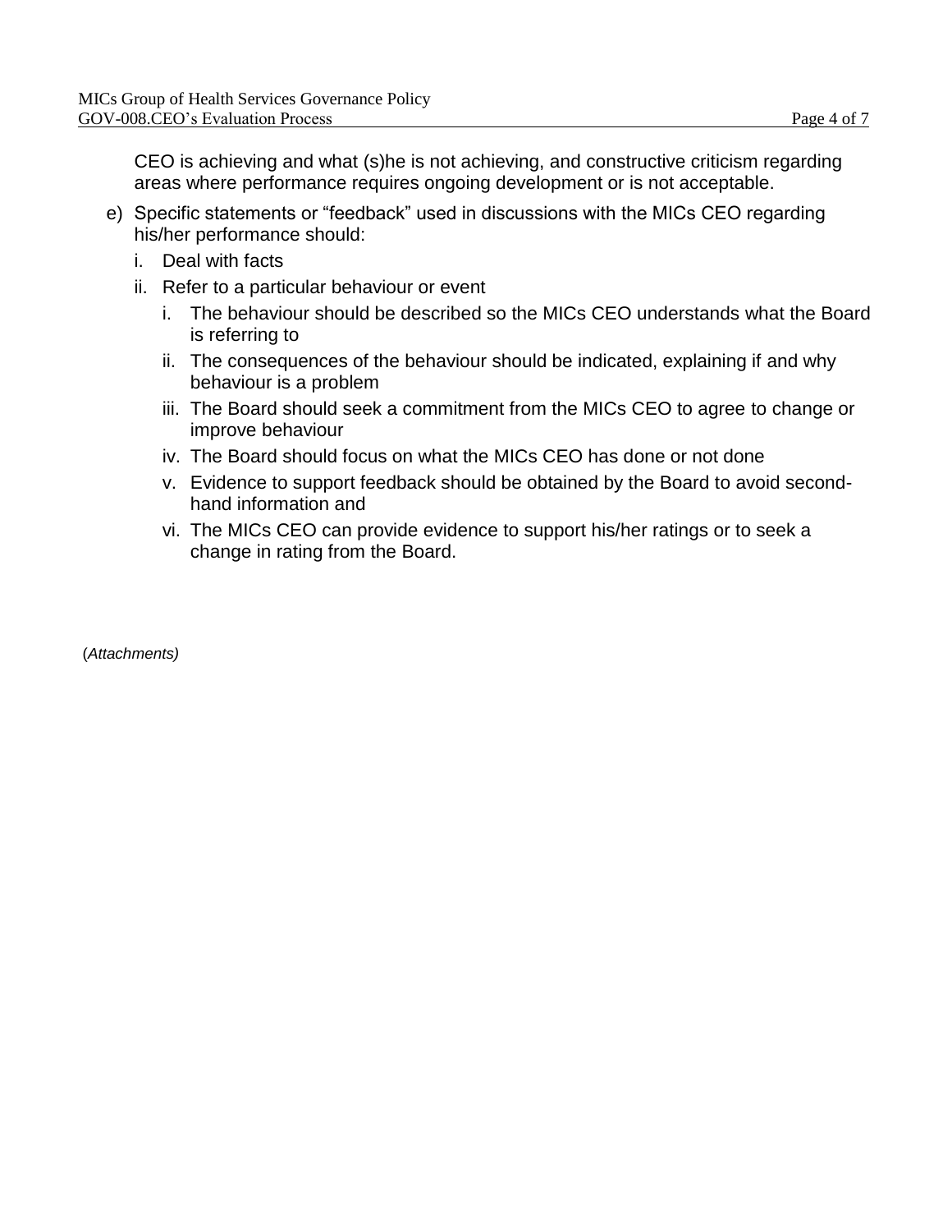CEO is achieving and what (s)he is not achieving, and constructive criticism regarding areas where performance requires ongoing development or is not acceptable.

e) Specific statements or "feedback" used in discussions with the MICs CEO regarding his/her performance should:

   i. Deal with facts

   ii. Refer to a particular behaviour or event

      i. The behaviour should be described so the MICs CEO understands what the Board is referring to

      ii. The consequences of the behaviour should be indicated, explaining if and why behaviour is a problem

      iii. The Board should seek a commitment from the MICs CEO to agree to change or improve behaviour

      iv. The Board should focus on what the MICs CEO has done or not done

      v. Evidence to support feedback should be obtained by the Board to avoid second-hand information and

      vi. The MICs CEO can provide evidence to support his/her ratings or to seek a change in rating from the Board.

(*Attachments)*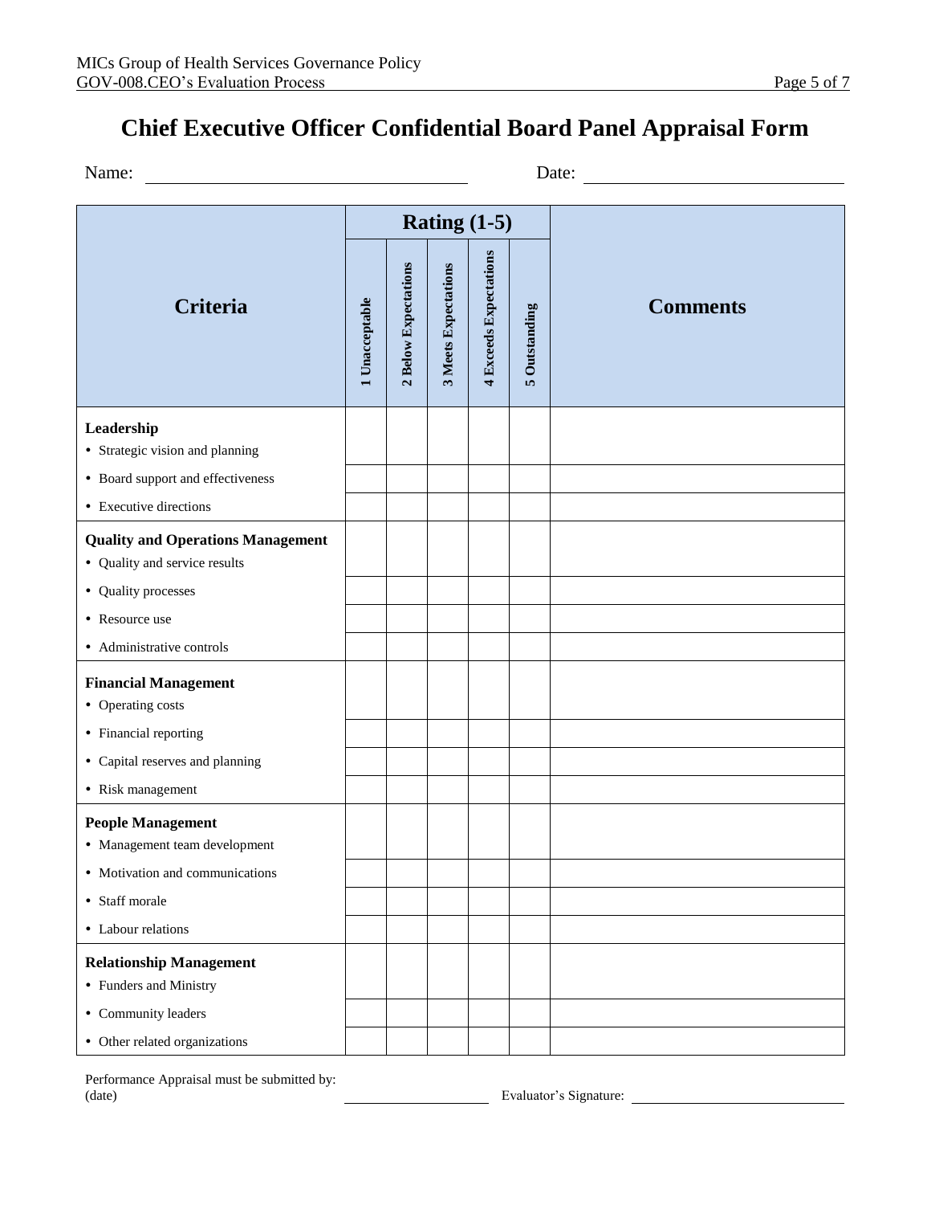# Chief Executive Officer Confidential Board Panel Appraisal Form

Name: ______________________________ Date: ______________________________

| Criteria | Rating (1-5) | | | | | Comments |
|---|---|---|---|---|---|---|
| | 1 Unacceptable | 2 Below Expectations | 3 Meets Expectations | 4 Exceeds Expectations | 5 Outstanding | |
| **Leadership**<br>• Strategic vision and planning | | | | | | |
| • Board support and effectiveness | | | | | | |
| • Executive directions | | | | | | |
| **Quality and Operations Management**<br>• Quality and service results | | | | | | |
| • Quality processes | | | | | | |
| • Resource use | | | | | | |
| • Administrative controls | | | | | | |
| **Financial Management**<br>• Operating costs | | | | | | |
| • Financial reporting | | | | | | |
| • Capital reserves and planning | | | | | | |
| • Risk management | | | | | | |
| **People Management**<br>• Management team development | | | | | | |
| • Motivation and communications | | | | | | |
| • Staff morale | | | | | | |
| • Labour relations | | | | | | |
| **Relationship Management**<br>• Funders and Ministry | | | | | | |
| • Community leaders | | | | | | |
| • Other related organizations | | | | | | |

Performance Appraisal must be submitted by: (date) ____________________ Evaluator's Signature: ______________________________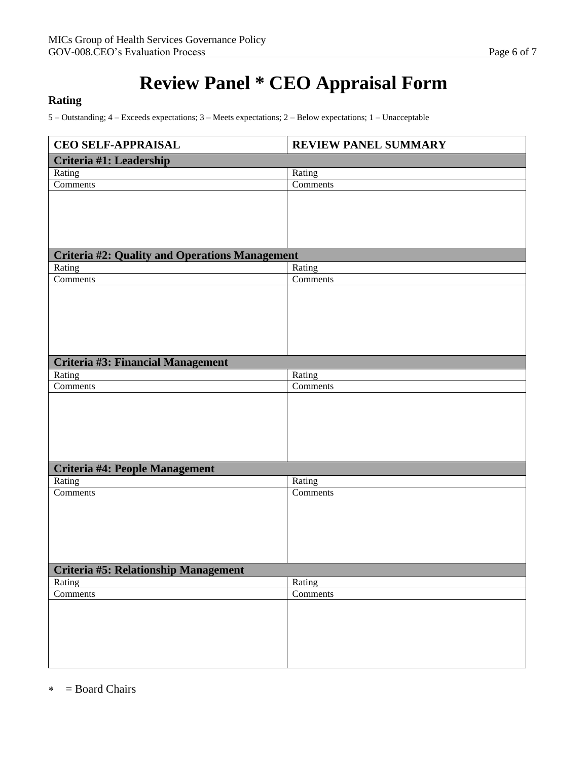# Review Panel * CEO Appraisal Form

**Rating**

5 – Outstanding; 4 – Exceeds expectations; 3 – Meets expectations; 2 – Below expectations; 1 – Unacceptable

| CEO SELF-APPRAISAL | REVIEW PANEL SUMMARY |
|---|---|
| **Criteria #1: Leadership** | |
| Rating | Rating |
| Comments | Comments |
| | |
| **Criteria #2: Quality and Operations Management** | |
| Rating | Rating |
| Comments | Comments |
| | |
| **Criteria #3: Financial Management** | |
| Rating | Rating |
| Comments | Comments |
| | |
| **Criteria #4: People Management** | |
| Rating | Rating |
| Comments | Comments |
| **Criteria #5: Relationship Management** | |
| Rating | Rating |
| Comments | Comments |
| | |

* = Board Chairs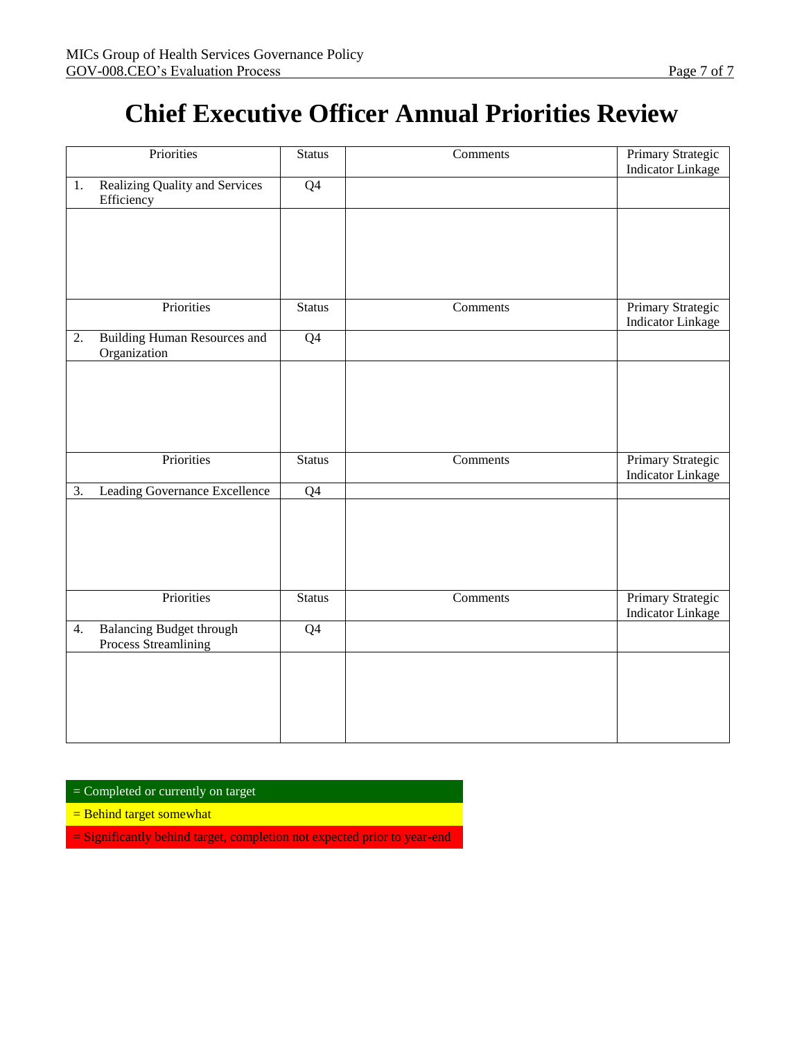# Chief Executive Officer Annual Priorities Review

| Priorities | Status | Comments | Primary Strategic Indicator Linkage |
|---|---|---|---|
| 1. Realizing Quality and Services Efficiency | Q4 | | |
| | | | |
| **Priorities** | **Status** | **Comments** | **Primary Strategic Indicator Linkage** |
| 2. Building Human Resources and Organization | Q4 | | |
| | | | |
| **Priorities** | **Status** | **Comments** | **Primary Strategic Indicator Linkage** |
| 3. Leading Governance Excellence | Q4 | | |
| | | | |
| **Priorities** | **Status** | **Comments** | **Primary Strategic Indicator Linkage** |
| 4. Balancing Budget through Process Streamlining | Q4 | | |
| | | | |

| |
|---|
| = Completed or currently on target |
| = Behind target somewhat |
| = Significantly behind target, completion not expected prior to year-end |